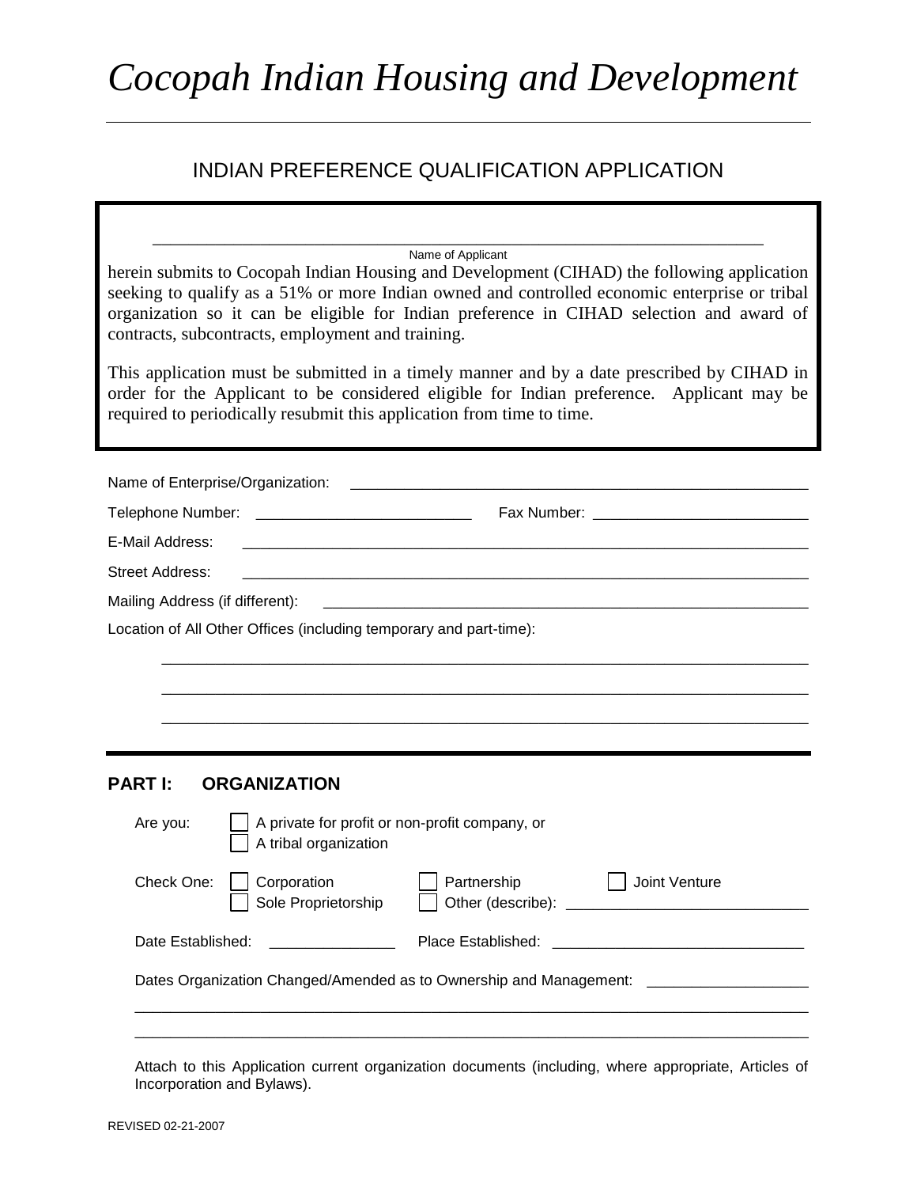# *Cocopah Indian Housing and Development*

## INDIAN PREFERENCE QUALIFICATION APPLICATION

\_\_\_\_\_\_\_\_\_\_\_\_\_\_\_\_\_\_\_\_\_\_\_\_\_\_\_\_\_\_\_\_\_\_\_\_\_\_\_\_\_\_\_\_\_\_\_\_\_\_\_\_\_\_\_\_\_\_\_\_\_\_
Name of Applicant

herein submits to Cocopah Indian Housing and Development (CIHAD) the following application seeking to qualify as a 51% or more Indian owned and controlled economic enterprise or tribal organization so it can be eligible for Indian preference in CIHAD selection and award of contracts, subcontracts, employment and training.

This application must be submitted in a timely manner and by a date prescribed by CIHAD in order for the Applicant to be considered eligible for Indian preference. Applicant may be required to periodically resubmit this application from time to time.

Name of Enterprise/Organization: \_\_\_\_\_\_\_\_\_\_\_\_\_\_\_\_\_\_\_\_\_\_\_\_\_\_\_\_\_\_\_\_\_\_\_\_\_\_\_\_

Telephone Number: \_\_\_\_\_\_\_\_\_\_\_\_\_\_\_\_\_\_\_\_ Fax Number: \_\_\_\_\_\_\_\_\_\_\_\_\_\_\_\_\_\_\_\_

E-Mail Address: \_\_\_\_\_\_\_\_\_\_\_\_\_\_\_\_\_\_\_\_\_\_\_\_\_\_\_\_\_\_\_\_\_\_\_\_\_\_\_\_\_\_\_\_\_\_\_\_

Street Address: \_\_\_\_\_\_\_\_\_\_\_\_\_\_\_\_\_\_\_\_\_\_\_\_\_\_\_\_\_\_\_\_\_\_\_\_\_\_\_\_\_\_\_\_\_\_\_\_

Mailing Address (if different): \_\_\_\_\_\_\_\_\_\_\_\_\_\_\_\_\_\_\_\_\_\_\_\_\_\_\_\_\_\_\_\_\_\_\_\_\_\_\_\_

Location of All Other Offices (including temporary and part-time):

\_\_\_\_\_\_\_\_\_\_\_\_\_\_\_\_\_\_\_\_\_\_\_\_\_\_\_\_\_\_\_\_\_\_\_\_\_\_\_\_\_\_\_\_\_\_\_\_\_\_\_\_\_\_\_\_\_\_\_\_\_\_

\_\_\_\_\_\_\_\_\_\_\_\_\_\_\_\_\_\_\_\_\_\_\_\_\_\_\_\_\_\_\_\_\_\_\_\_\_\_\_\_\_\_\_\_\_\_\_\_\_\_\_\_\_\_\_\_\_\_\_\_\_\_

\_\_\_\_\_\_\_\_\_\_\_\_\_\_\_\_\_\_\_\_\_\_\_\_\_\_\_\_\_\_\_\_\_\_\_\_\_\_\_\_\_\_\_\_\_\_\_\_\_\_\_\_\_\_\_\_\_\_\_\_\_\_

## PART I: ORGANIZATION

Are you:
- ☐ A private for profit or non-profit company, or
- ☐ A tribal organization

Check One:
- ☐ Corporation
- ☐ Partnership
- ☐ Joint Venture
- ☐ Sole Proprietorship
- ☐ Other (describe): \_\_\_\_\_\_\_\_\_\_\_\_\_\_\_\_\_\_\_\_\_\_\_\_\_\_

Date Established: \_\_\_\_\_\_\_\_\_\_\_\_\_\_ Place Established: \_\_\_\_\_\_\_\_\_\_\_\_\_\_\_\_\_\_\_\_\_\_\_\_\_\_

Dates Organization Changed/Amended as to Ownership and Management: \_\_\_\_\_\_\_\_\_\_\_\_\_\_\_\_\_\_

\_\_\_\_\_\_\_\_\_\_\_\_\_\_\_\_\_\_\_\_\_\_\_\_\_\_\_\_\_\_\_\_\_\_\_\_\_\_\_\_\_\_\_\_\_\_\_\_\_\_\_\_\_\_\_\_\_\_\_\_\_\_

\_\_\_\_\_\_\_\_\_\_\_\_\_\_\_\_\_\_\_\_\_\_\_\_\_\_\_\_\_\_\_\_\_\_\_\_\_\_\_\_\_\_\_\_\_\_\_\_\_\_\_\_\_\_\_\_\_\_\_\_\_\_

Attach to this Application current organization documents (including, where appropriate, Articles of Incorporation and Bylaws).

REVISED 02-21-2007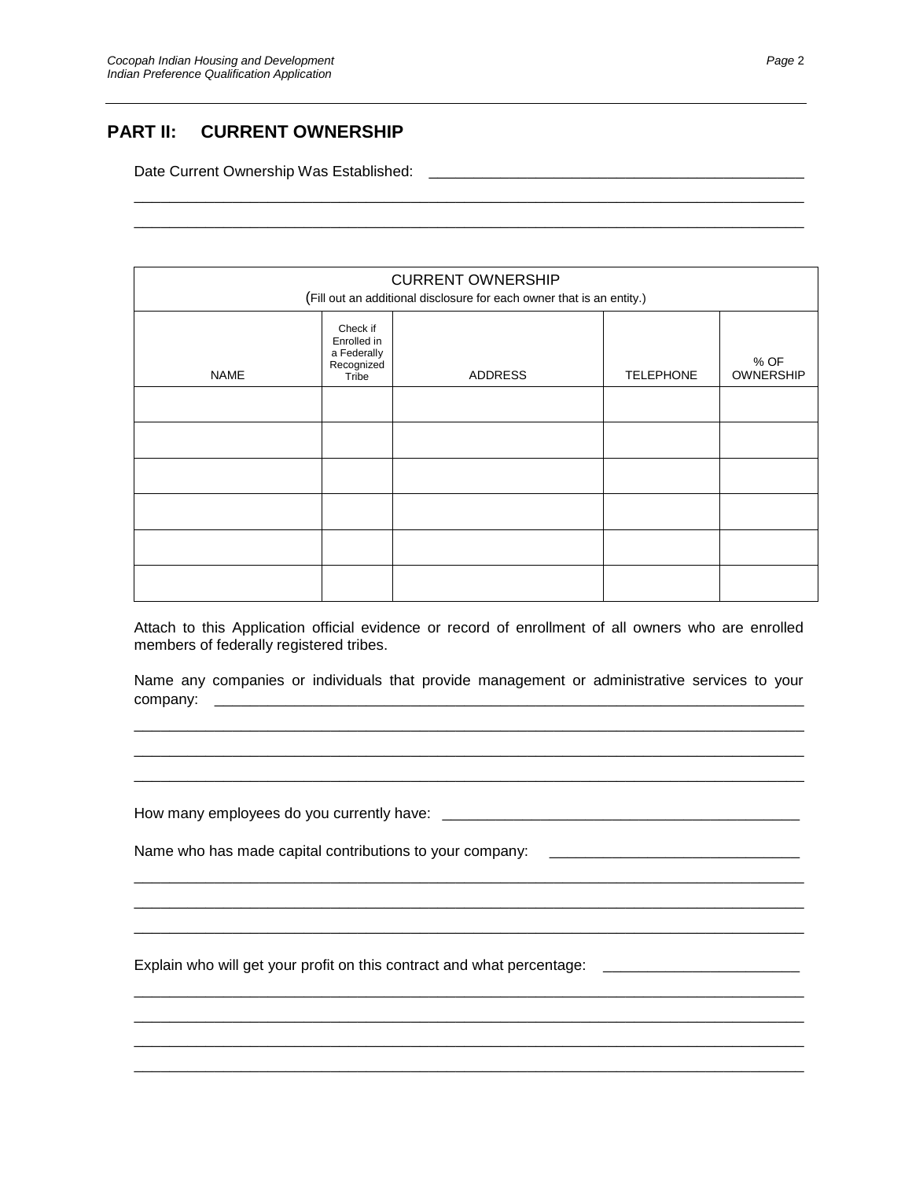## PART II: CURRENT OWNERSHIP

Date Current Ownership Was Established: ______________________________________________

________________________________________________________________________________

________________________________________________________________________________

| CURRENT OWNERSHIP (Fill out an additional disclosure for each owner that is an entity.) | | | | |
|---|---|---|---|---|
| NAME | Check if Enrolled in a Federally Recognized Tribe | ADDRESS | TELEPHONE | % OF OWNERSHIP |
| | | | | |
| | | | | |
| | | | | |
| | | | | |
| | | | | |
| | | | | |

Attach to this Application official evidence or record of enrollment of all owners who are enrolled members of federally registered tribes.

Name any companies or individuals that provide management or administrative services to your company: ________________________________________________________________________

________________________________________________________________________________

________________________________________________________________________________

________________________________________________________________________________

How many employees do you currently have: ____________________________________________

Name who has made capital contributions to your company: ______________________________

________________________________________________________________________________

________________________________________________________________________________

________________________________________________________________________________

Explain who will get your profit on this contract and what percentage: ________________________

________________________________________________________________________________

________________________________________________________________________________

________________________________________________________________________________

________________________________________________________________________________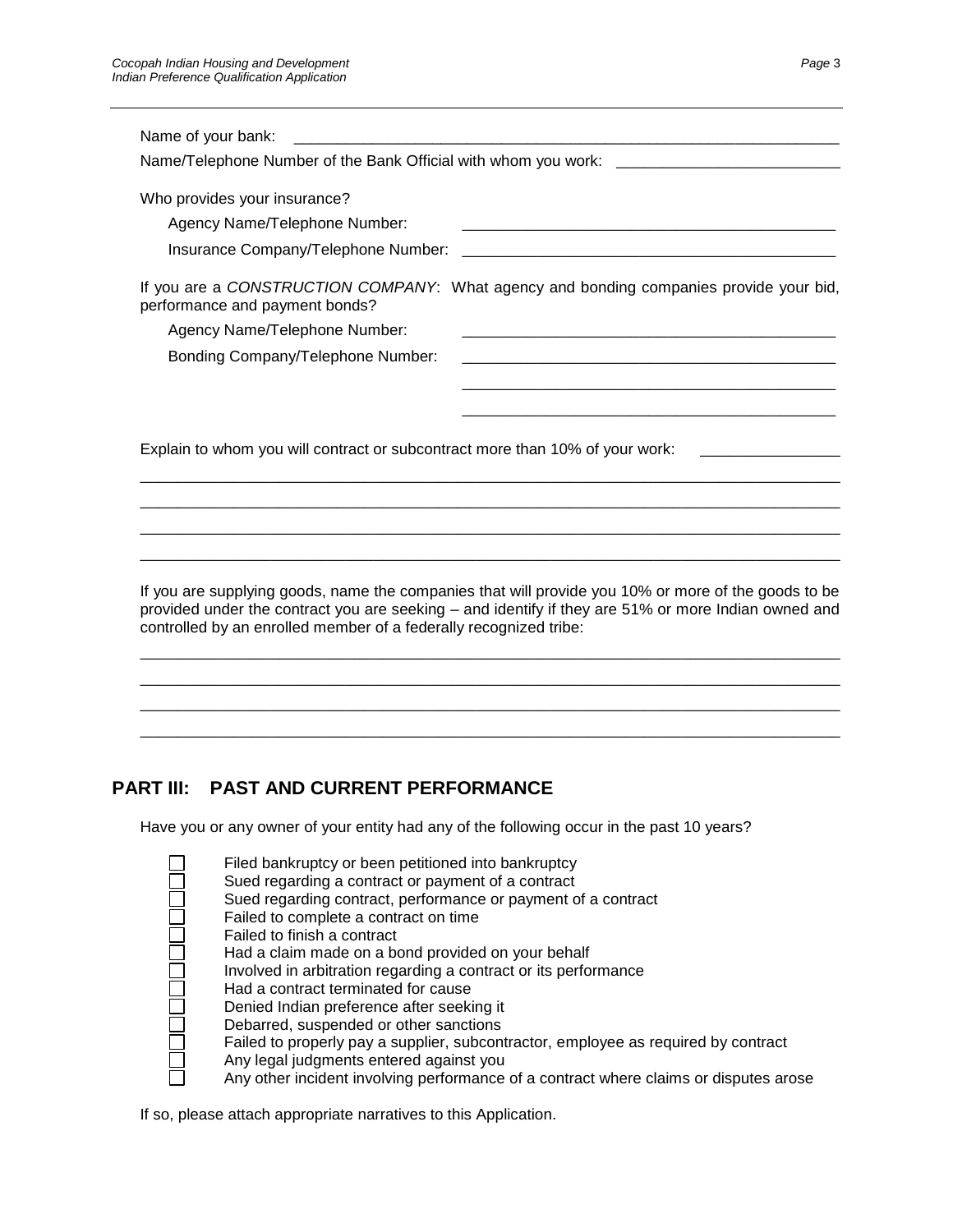Name of your bank: ___________________________________________________________________

Name/Telephone Number of the Bank Official with whom you work: _________________________

Who provides your insurance?

Agency Name/Telephone Number: ____________________________________________

Insurance Company/Telephone Number: ____________________________________________

If you are a *CONSTRUCTION COMPANY*: What agency and bonding companies provide your bid, performance and payment bonds?

Agency Name/Telephone Number: ____________________________________________

Bonding Company/Telephone Number: ____________________________________________

____________________________________________

____________________________________________

Explain to whom you will contract or subcontract more than 10% of your work: ________________

________________________________________________________________________________

________________________________________________________________________________

________________________________________________________________________________

________________________________________________________________________________

If you are supplying goods, name the companies that will provide you 10% or more of the goods to be provided under the contract you are seeking – and identify if they are 51% or more Indian owned and controlled by an enrolled member of a federally recognized tribe:

________________________________________________________________________________

________________________________________________________________________________

________________________________________________________________________________

________________________________________________________________________________

## PART III: PAST AND CURRENT PERFORMANCE

Have you or any owner of your entity had any of the following occur in the past 10 years?

- ☐ Filed bankruptcy or been petitioned into bankruptcy
- ☐ Sued regarding a contract or payment of a contract
- ☐ Sued regarding contract, performance or payment of a contract
- ☐ Failed to complete a contract on time
- ☐ Failed to finish a contract
- ☐ Had a claim made on a bond provided on your behalf
- ☐ Involved in arbitration regarding a contract or its performance
- ☐ Had a contract terminated for cause
- ☐ Denied Indian preference after seeking it
- ☐ Debarred, suspended or other sanctions
- ☐ Failed to properly pay a supplier, subcontractor, employee as required by contract
- ☐ Any legal judgments entered against you
- ☐ Any other incident involving performance of a contract where claims or disputes arose

If so, please attach appropriate narratives to this Application.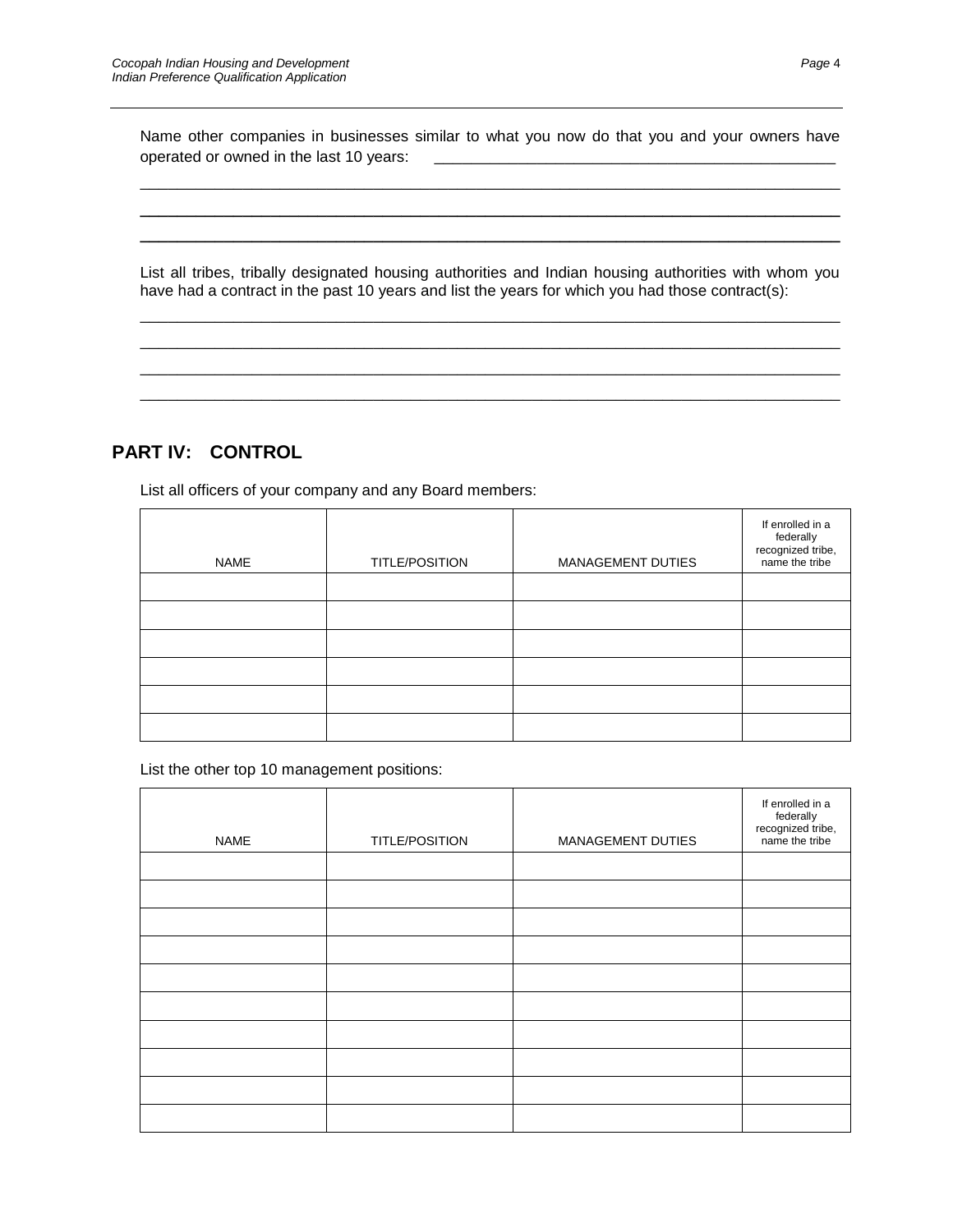Name other companies in businesses similar to what you now do that you and your owners have operated or owned in the last 10 years: \_\_\_\_\_\_\_\_\_\_\_\_\_\_\_\_\_\_\_\_\_\_\_\_\_\_\_\_\_\_\_\_\_\_\_\_\_\_\_\_\_\_\_\_\_\_

\_\_\_\_\_\_\_\_\_\_\_\_\_\_\_\_\_\_\_\_\_\_\_\_\_\_\_\_\_\_\_\_\_\_\_\_\_\_\_\_\_\_\_\_\_\_\_\_\_\_\_\_\_\_\_\_\_\_\_\_\_\_\_\_\_\_\_\_\_\_\_\_\_\_\_\_\_\_

\_\_\_\_\_\_\_\_\_\_\_\_\_\_\_\_\_\_\_\_\_\_\_\_\_\_\_\_\_\_\_\_\_\_\_\_\_\_\_\_\_\_\_\_\_\_\_\_\_\_\_\_\_\_\_\_\_\_\_\_\_\_\_\_\_\_\_\_\_\_\_\_\_\_\_\_\_\_

\_\_\_\_\_\_\_\_\_\_\_\_\_\_\_\_\_\_\_\_\_\_\_\_\_\_\_\_\_\_\_\_\_\_\_\_\_\_\_\_\_\_\_\_\_\_\_\_\_\_\_\_\_\_\_\_\_\_\_\_\_\_\_\_\_\_\_\_\_\_\_\_\_\_\_\_\_\_

List all tribes, tribally designated housing authorities and Indian housing authorities with whom you have had a contract in the past 10 years and list the years for which you had those contract(s):

\_\_\_\_\_\_\_\_\_\_\_\_\_\_\_\_\_\_\_\_\_\_\_\_\_\_\_\_\_\_\_\_\_\_\_\_\_\_\_\_\_\_\_\_\_\_\_\_\_\_\_\_\_\_\_\_\_\_\_\_\_\_\_\_\_\_\_\_\_\_\_\_\_\_\_\_\_\_

\_\_\_\_\_\_\_\_\_\_\_\_\_\_\_\_\_\_\_\_\_\_\_\_\_\_\_\_\_\_\_\_\_\_\_\_\_\_\_\_\_\_\_\_\_\_\_\_\_\_\_\_\_\_\_\_\_\_\_\_\_\_\_\_\_\_\_\_\_\_\_\_\_\_\_\_\_\_

\_\_\_\_\_\_\_\_\_\_\_\_\_\_\_\_\_\_\_\_\_\_\_\_\_\_\_\_\_\_\_\_\_\_\_\_\_\_\_\_\_\_\_\_\_\_\_\_\_\_\_\_\_\_\_\_\_\_\_\_\_\_\_\_\_\_\_\_\_\_\_\_\_\_\_\_\_\_

\_\_\_\_\_\_\_\_\_\_\_\_\_\_\_\_\_\_\_\_\_\_\_\_\_\_\_\_\_\_\_\_\_\_\_\_\_\_\_\_\_\_\_\_\_\_\_\_\_\_\_\_\_\_\_\_\_\_\_\_\_\_\_\_\_\_\_\_\_\_\_\_\_\_\_\_\_\_

## PART IV: CONTROL

List all officers of your company and any Board members:

| NAME | TITLE/POSITION | MANAGEMENT DUTIES | If enrolled in a federally recognized tribe, name the tribe |
|---|---|---|---|
| | | | |
| | | | |
| | | | |
| | | | |
| | | | |
| | | | |

List the other top 10 management positions:

| NAME | TITLE/POSITION | MANAGEMENT DUTIES | If enrolled in a federally recognized tribe, name the tribe |
|---|---|---|---|
| | | | |
| | | | |
| | | | |
| | | | |
| | | | |
| | | | |
| | | | |
| | | | |
| | | | |
| | | | |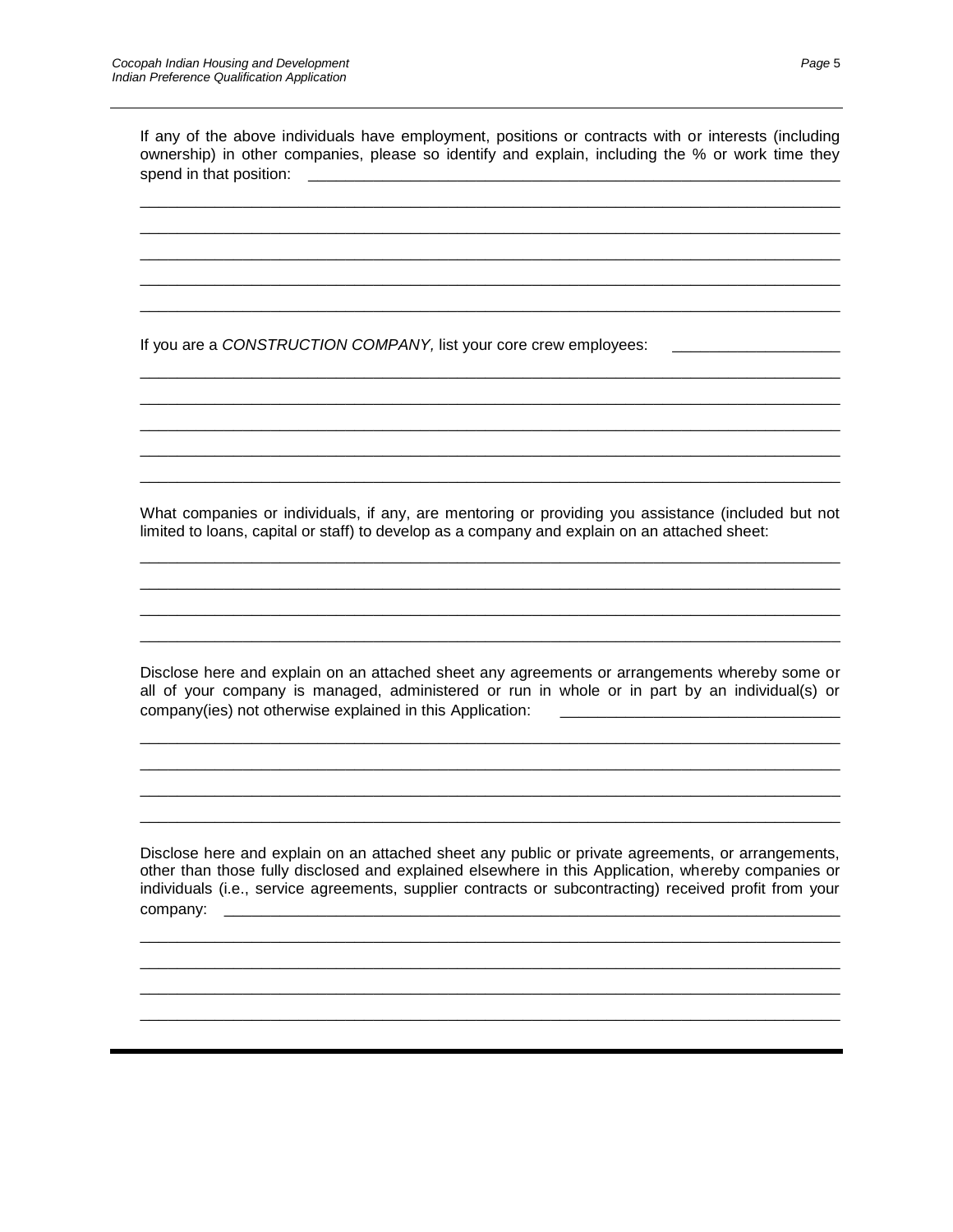If any of the above individuals have employment, positions or contracts with or interests (including ownership) in other companies, please so identify and explain, including the % or work time they spend in that position: ________________________________________________________________

________________________________________________________________________________

________________________________________________________________________________

________________________________________________________________________________

________________________________________________________________________________

________________________________________________________________________________

If you are a *CONSTRUCTION COMPANY,* list your core crew employees: ___________________

________________________________________________________________________________

________________________________________________________________________________

________________________________________________________________________________

________________________________________________________________________________

________________________________________________________________________________

What companies or individuals, if any, are mentoring or providing you assistance (included but not limited to loans, capital or staff) to develop as a company and explain on an attached sheet:

________________________________________________________________________________

________________________________________________________________________________

________________________________________________________________________________

________________________________________________________________________________

Disclose here and explain on an attached sheet any agreements or arrangements whereby some or all of your company is managed, administered or run in whole or in part by an individual(s) or company(ies) not otherwise explained in this Application: _______________________________

________________________________________________________________________________

________________________________________________________________________________

________________________________________________________________________________

________________________________________________________________________________

Disclose here and explain on an attached sheet any public or private agreements, or arrangements, other than those fully disclosed and explained elsewhere in this Application, whereby companies or individuals (i.e., service agreements, supplier contracts or subcontracting) received profit from your company: ______________________________________________________________________

________________________________________________________________________________

________________________________________________________________________________

________________________________________________________________________________

________________________________________________________________________________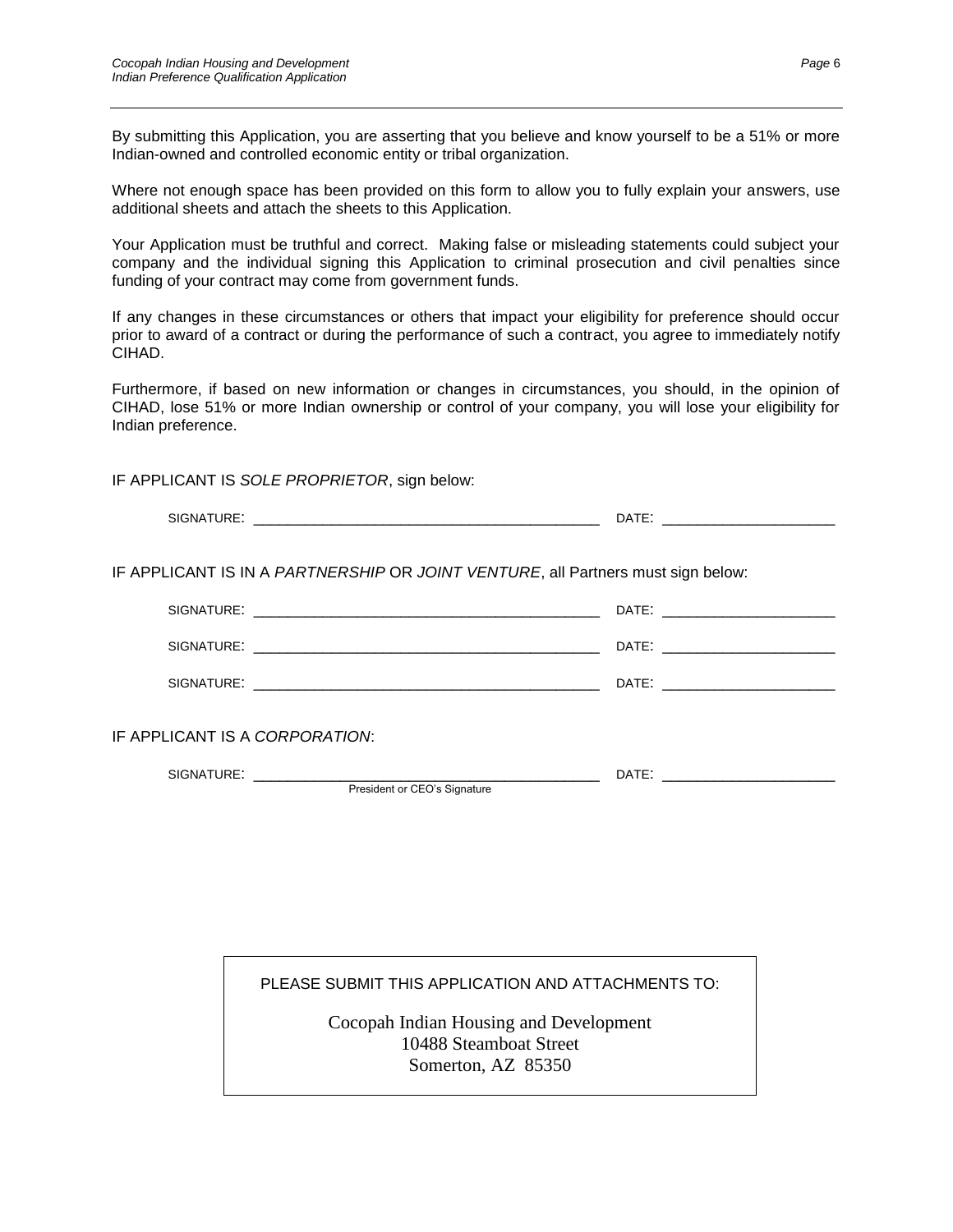By submitting this Application, you are asserting that you believe and know yourself to be a 51% or more Indian-owned and controlled economic entity or tribal organization.

Where not enough space has been provided on this form to allow you to fully explain your answers, use additional sheets and attach the sheets to this Application.

Your Application must be truthful and correct. Making false or misleading statements could subject your company and the individual signing this Application to criminal prosecution and civil penalties since funding of your contract may come from government funds.

If any changes in these circumstances or others that impact your eligibility for preference should occur prior to award of a contract or during the performance of such a contract, you agree to immediately notify CIHAD.

Furthermore, if based on new information or changes in circumstances, you should, in the opinion of CIHAD, lose 51% or more Indian ownership or control of your company, you will lose your eligibility for Indian preference.

IF APPLICANT IS *SOLE PROPRIETOR*, sign below:

SIGNATURE: _____________________________________________ DATE: ______________________

IF APPLICANT IS IN A *PARTNERSHIP* OR *JOINT VENTURE*, all Partners must sign below:

SIGNATURE: _____________________________________________ DATE: ______________________

SIGNATURE: _____________________________________________ DATE: ______________________

SIGNATURE: _____________________________________________ DATE: ______________________

IF APPLICANT IS A *CORPORATION*:

SIGNATURE: _____________________________________________ DATE: ______________________
President or CEO's Signature

PLEASE SUBMIT THIS APPLICATION AND ATTACHMENTS TO:

Cocopah Indian Housing and Development
10488 Steamboat Street
Somerton, AZ 85350